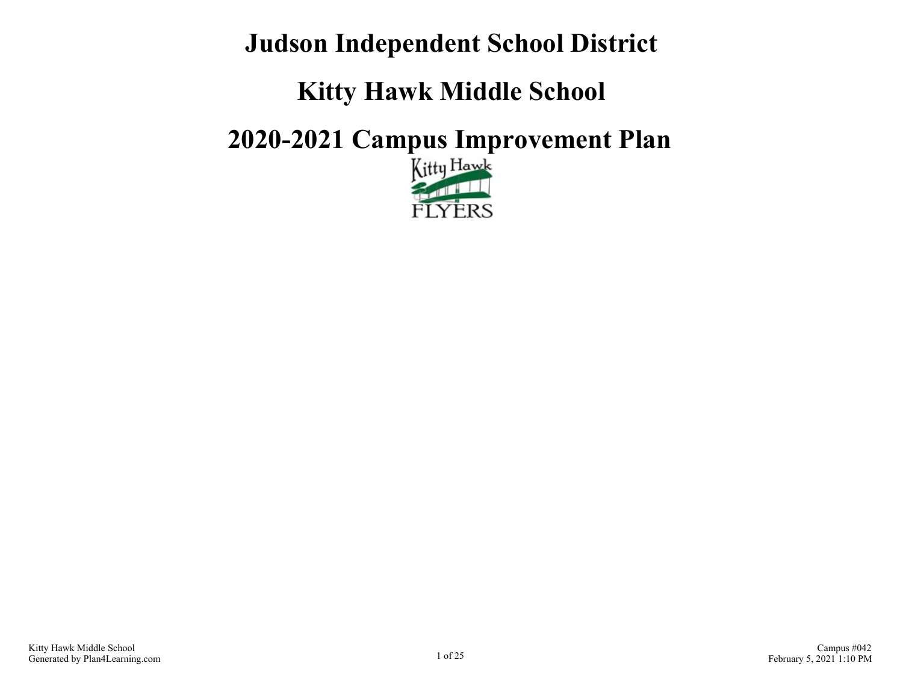# Judson Independent School District

# Kitty Hawk Middle School

# 2020-2021 Campus Improvement Plan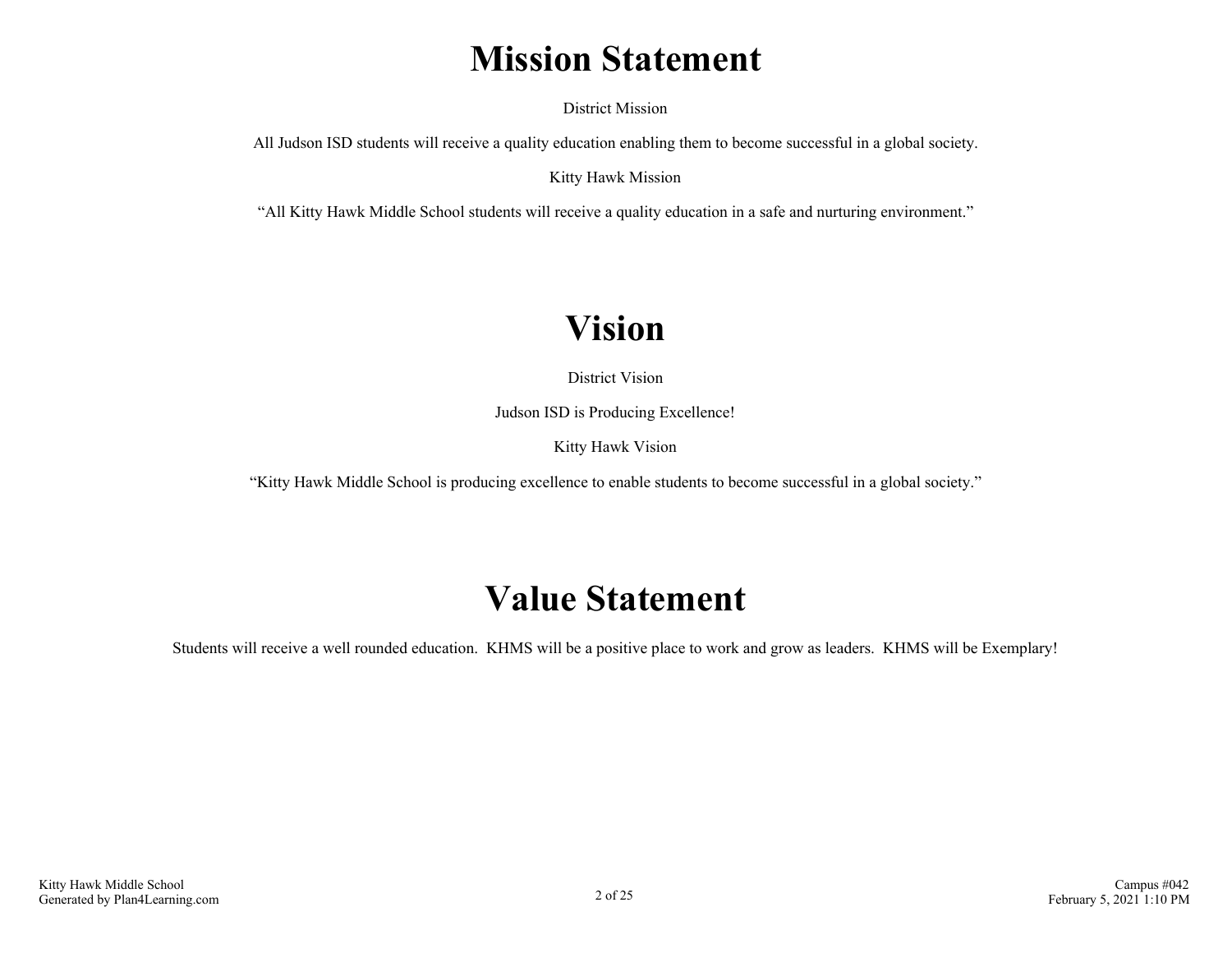# Mission Statement

District Mission

All Judson ISD students will receive a quality education enabling them to become successful in a global society.

Kitty Hawk Mission

"All Kitty Hawk Middle School students will receive a quality education in a safe and nurturing environment."

# Vision

District Vision

Judson ISD is Producing Excellence!

Kitty Hawk Vision

"Kitty Hawk Middle School is producing excellence to enable students to become successful in a global society."

# Value Statement

Students will receive a well rounded education. KHMS will be a positive place to work and grow as leaders. KHMS will be Exemplary!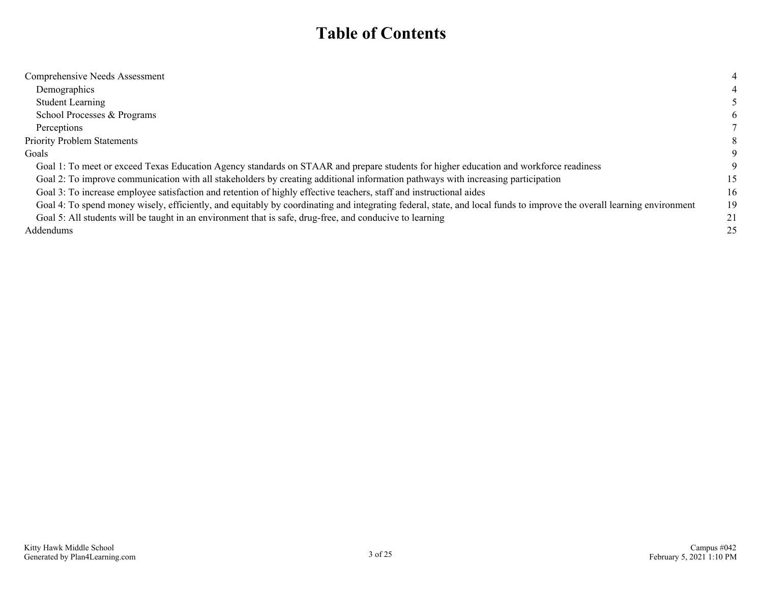# Table of Contents

| | |
|---|---|
| Comprehensive Needs Assessment | 4 |
| Demographics | 4 |
| Student Learning | 5 |
| School Processes & Programs | 6 |
| Perceptions | 7 |
| Priority Problem Statements | 8 |
| Goals | 9 |
| Goal 1: To meet or exceed Texas Education Agency standards on STAAR and prepare students for higher education and workforce readiness | 9 |
| Goal 2: To improve communication with all stakeholders by creating additional information pathways with increasing participation | 15 |
| Goal 3: To increase employee satisfaction and retention of highly effective teachers, staff and instructional aides | 16 |
| Goal 4: To spend money wisely, efficiently, and equitably by coordinating and integrating federal, state, and local funds to improve the overall learning environment | 19 |
| Goal 5: All students will be taught in an environment that is safe, drug-free, and conducive to learning | 21 |
| Addendums | 25 |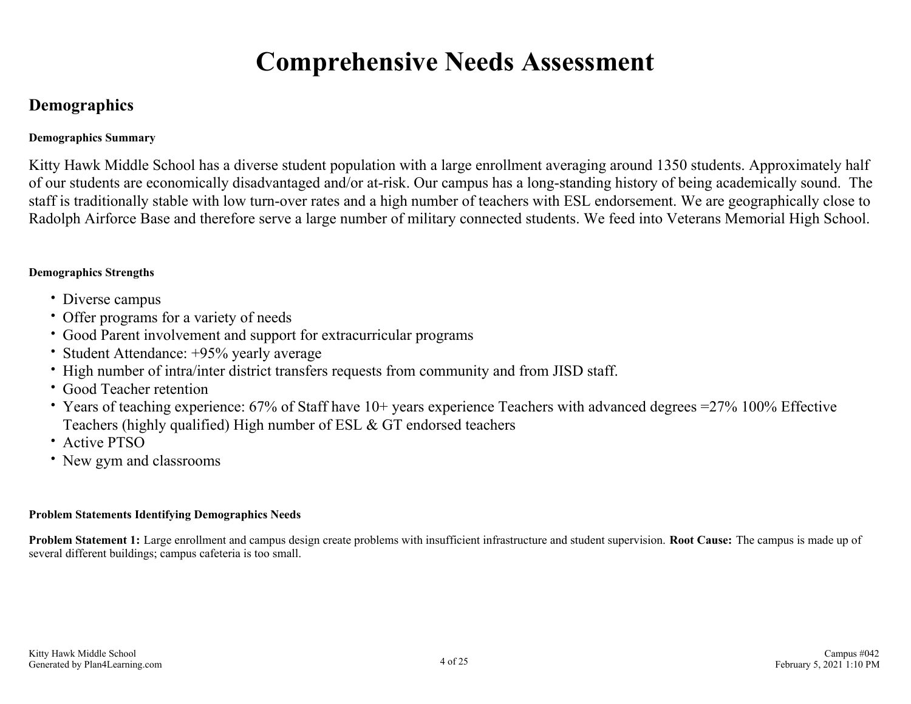# Comprehensive Needs Assessment

## Demographics

**Demographics Summary**

Kitty Hawk Middle School has a diverse student population with a large enrollment averaging around 1350 students. Approximately half of our students are economically disadvantaged and/or at-risk. Our campus has a long-standing history of being academically sound. The staff is traditionally stable with low turn-over rates and a high number of teachers with ESL endorsement. We are geographically close to Radolph Airforce Base and therefore serve a large number of military connected students. We feed into Veterans Memorial High School.

**Demographics Strengths**

- Diverse campus
- Offer programs for a variety of needs
- Good Parent involvement and support for extracurricular programs
- Student Attendance: +95% yearly average
- High number of intra/inter district transfers requests from community and from JISD staff.
- Good Teacher retention
- Years of teaching experience: 67% of Staff have 10+ years experience Teachers with advanced degrees =27% 100% Effective Teachers (highly qualified) High number of ESL & GT endorsed teachers
- Active PTSO
- New gym and classrooms

**Problem Statements Identifying Demographics Needs**

**Problem Statement 1:** Large enrollment and campus design create problems with insufficient infrastructure and student supervision. **Root Cause:** The campus is made up of several different buildings; campus cafeteria is too small.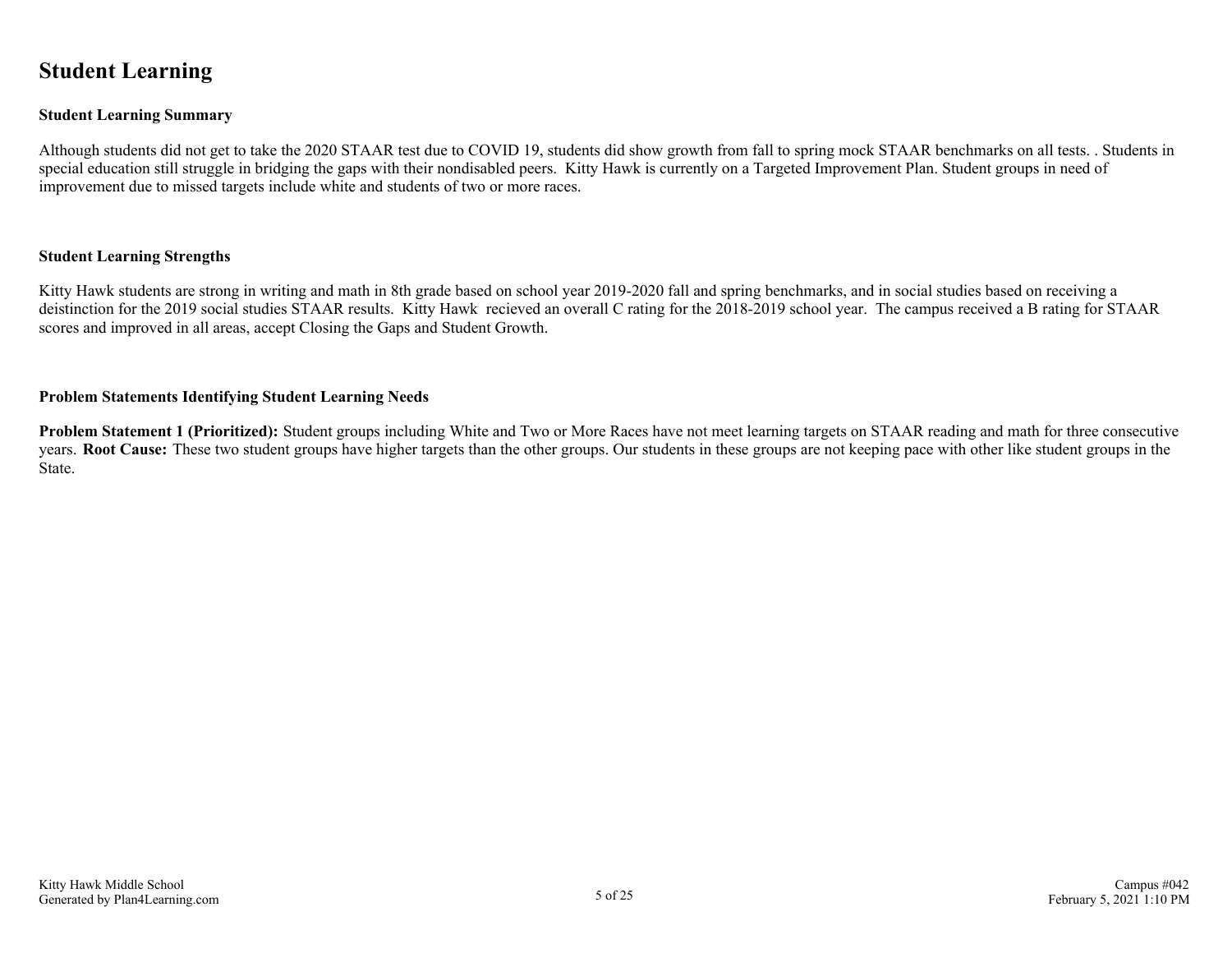# Student Learning

### Student Learning Summary

Although students did not get to take the 2020 STAAR test due to COVID 19, students did show growth from fall to spring mock STAAR benchmarks on all tests. . Students in special education still struggle in bridging the gaps with their nondisabled peers. Kitty Hawk is currently on a Targeted Improvement Plan. Student groups in need of improvement due to missed targets include white and students of two or more races.

### Student Learning Strengths

Kitty Hawk students are strong in writing and math in 8th grade based on school year 2019-2020 fall and spring benchmarks, and in social studies based on receiving a deistinction for the 2019 social studies STAAR results. Kitty Hawk recieved an overall C rating for the 2018-2019 school year. The campus received a B rating for STAAR scores and improved in all areas, accept Closing the Gaps and Student Growth.

### Problem Statements Identifying Student Learning Needs

**Problem Statement 1 (Prioritized):** Student groups including White and Two or More Races have not meet learning targets on STAAR reading and math for three consecutive years. **Root Cause:** These two student groups have higher targets than the other groups. Our students in these groups are not keeping pace with other like student groups in the State.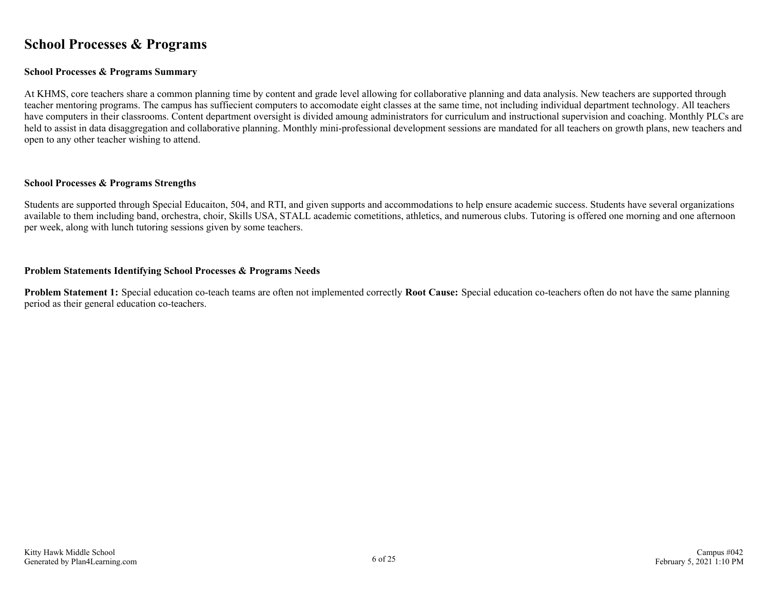# School Processes & Programs

### School Processes & Programs Summary

At KHMS, core teachers share a common planning time by content and grade level allowing for collaborative planning and data analysis. New teachers are supported through teacher mentoring programs. The campus has suffiecient computers to accomodate eight classes at the same time, not including individual department technology. All teachers have computers in their classrooms. Content department oversight is divided amoung administrators for curriculum and instructional supervision and coaching. Monthly PLCs are held to assist in data disaggregation and collaborative planning. Monthly mini-professional development sessions are mandated for all teachers on growth plans, new teachers and open to any other teacher wishing to attend.

### School Processes & Programs Strengths

Students are supported through Special Educaiton, 504, and RTI, and given supports and accommodations to help ensure academic success. Students have several organizations available to them including band, orchestra, choir, Skills USA, STALL academic cometitions, athletics, and numerous clubs. Tutoring is offered one morning and one afternoon per week, along with lunch tutoring sessions given by some teachers.

### Problem Statements Identifying School Processes & Programs Needs

**Problem Statement 1:** Special education co-teach teams are often not implemented correctly **Root Cause:** Special education co-teachers often do not have the same planning period as their general education co-teachers.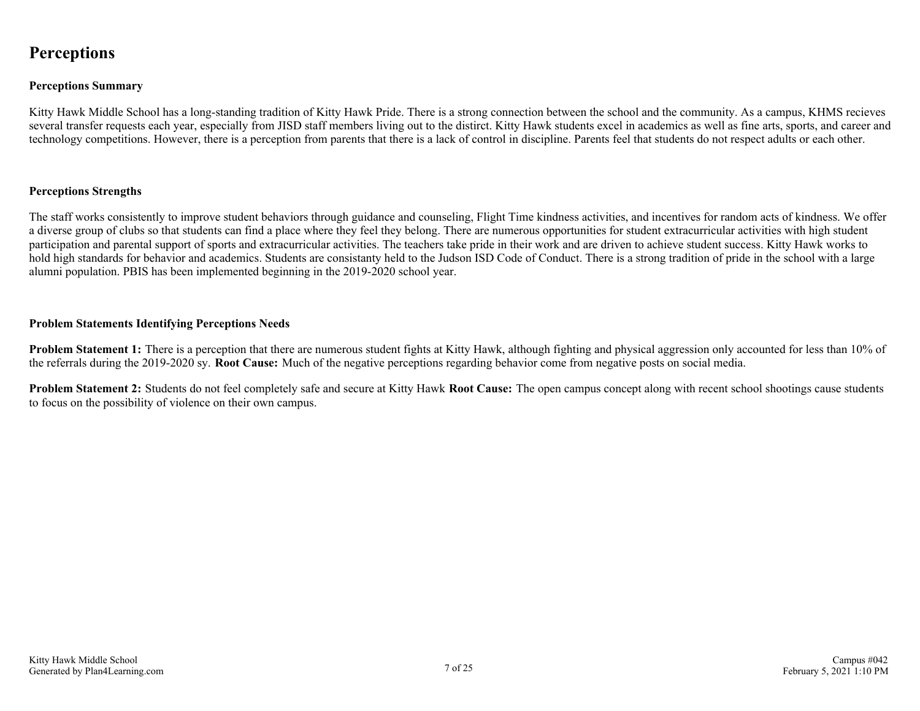# Perceptions

## Perceptions Summary

Kitty Hawk Middle School has a long-standing tradition of Kitty Hawk Pride. There is a strong connection between the school and the community. As a campus, KHMS recieves several transfer requests each year, especially from JISD staff members living out to the distirct. Kitty Hawk students excel in academics as well as fine arts, sports, and career and technology competitions. However, there is a perception from parents that there is a lack of control in discipline. Parents feel that students do not respect adults or each other.

## Perceptions Strengths

The staff works consistently to improve student behaviors through guidance and counseling, Flight Time kindness activities, and incentives for random acts of kindness. We offer a diverse group of clubs so that students can find a place where they feel they belong. There are numerous opportunities for student extracurricular activities with high student participation and parental support of sports and extracurricular activities. The teachers take pride in their work and are driven to achieve student success. Kitty Hawk works to hold high standards for behavior and academics. Students are consistanty held to the Judson ISD Code of Conduct. There is a strong tradition of pride in the school with a large alumni population. PBIS has been implemented beginning in the 2019-2020 school year.

## Problem Statements Identifying Perceptions Needs

**Problem Statement 1:** There is a perception that there are numerous student fights at Kitty Hawk, although fighting and physical aggression only accounted for less than 10% of the referrals during the 2019-2020 sy. **Root Cause:** Much of the negative perceptions regarding behavior come from negative posts on social media.

**Problem Statement 2:** Students do not feel completely safe and secure at Kitty Hawk **Root Cause:** The open campus concept along with recent school shootings cause students to focus on the possibility of violence on their own campus.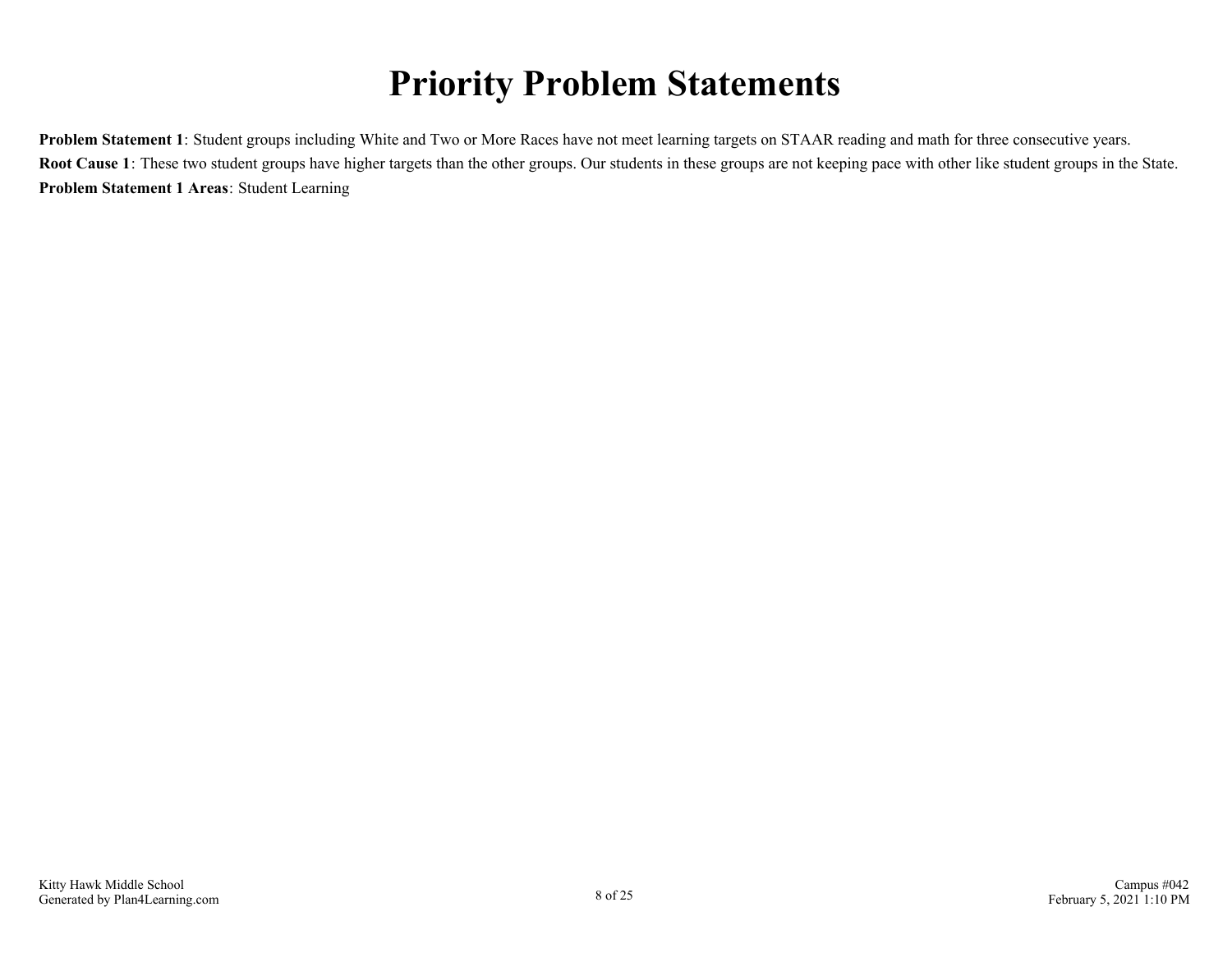# Priority Problem Statements

**Problem Statement 1**: Student groups including White and Two or More Races have not meet learning targets on STAAR reading and math for three consecutive years.

**Root Cause 1**: These two student groups have higher targets than the other groups. Our students in these groups are not keeping pace with other like student groups in the State.

**Problem Statement 1 Areas**: Student Learning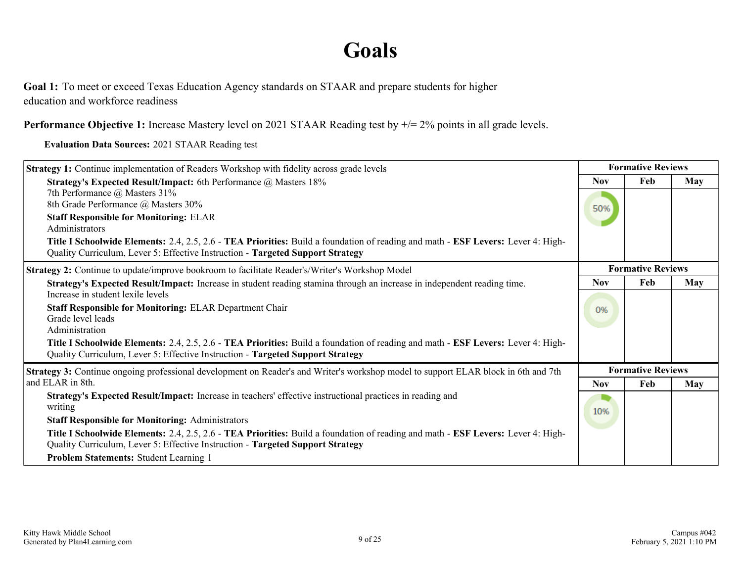# Goals

**Goal 1:** To meet or exceed Texas Education Agency standards on STAAR and prepare students for higher education and workforce readiness

**Performance Objective 1:** Increase Mastery level on 2021 STAAR Reading test by +/= 2% points in all grade levels.

**Evaluation Data Sources:** 2021 STAAR Reading test

| Strategy 1: Continue implementation of Readers Workshop with fidelity across grade levels | Formative Reviews | | |
|---|---|---|---|
| | Nov | Feb | May |
| **Strategy's Expected Result/Impact:** 6th Performance @ Masters 18%<br>7th Performance @ Masters 31%<br>8th Grade Performance @ Masters 30%<br>**Staff Responsible for Monitoring:** ELAR<br>Administrators<br>**Title I Schoolwide Elements:** 2.4, 2.5, 2.6 - **TEA Priorities:** Build a foundation of reading and math - **ESF Levers:** Lever 4: High-Quality Curriculum, Lever 5: Effective Instruction - **Targeted Support Strategy** | 50% | | |

| Strategy 2: Continue to update/improve bookroom to facilitate Reader's/Writer's Workshop Model | Formative Reviews | | |
|---|---|---|---|
| | Nov | Feb | May |
| **Strategy's Expected Result/Impact:** Increase in student reading stamina through an increase in independent reading time.<br>Increase in student lexile levels<br>**Staff Responsible for Monitoring:** ELAR Department Chair<br>Grade level leads<br>Administration<br>**Title I Schoolwide Elements:** 2.4, 2.5, 2.6 - **TEA Priorities:** Build a foundation of reading and math - **ESF Levers:** Lever 4: High-Quality Curriculum, Lever 5: Effective Instruction - **Targeted Support Strategy** | 0% | | |

| Strategy 3: Continue ongoing professional development on Reader's and Writer's workshop model to support ELAR block in 6th and 7th and ELAR in 8th. | Formative Reviews | | |
|---|---|---|---|
| | Nov | Feb | May |
| **Strategy's Expected Result/Impact:** Increase in teachers' effective instructional practices in reading and writing<br>**Staff Responsible for Monitoring:** Administrators<br>**Title I Schoolwide Elements:** 2.4, 2.5, 2.6 - **TEA Priorities:** Build a foundation of reading and math - **ESF Levers:** Lever 4: High-Quality Curriculum, Lever 5: Effective Instruction - **Targeted Support Strategy**<br>**Problem Statements:** Student Learning 1 | 10% | | |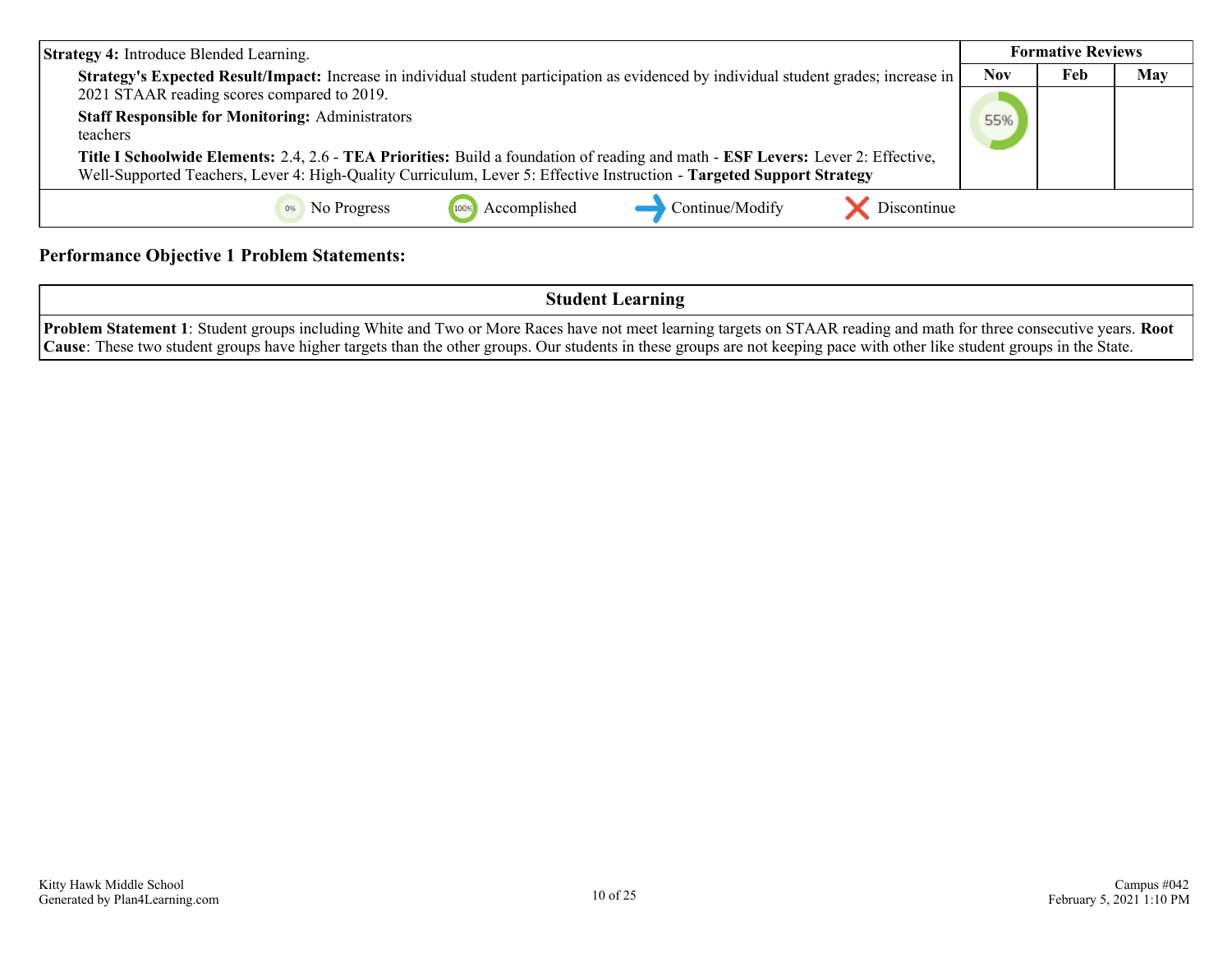| Strategy 4: Introduce Blended Learning. | Formative Reviews | | |
|---|---|---|---|
| | Nov | Feb | May |
| **Strategy's Expected Result/Impact:** Increase in individual student participation as evidenced by individual student grades; increase in 2021 STAAR reading scores compared to 2019.<br>**Staff Responsible for Monitoring:** Administrators<br>teachers<br>**Title I Schoolwide Elements:** 2.4, 2.6 - **TEA Priorities:** Build a foundation of reading and math - **ESF Levers:** Lever 2: Effective, Well-Supported Teachers, Lever 4: High-Quality Curriculum, Lever 5: Effective Instruction - **Targeted Support Strategy** | 55% | | |

0% No Progress | 100% Accomplished | Continue/Modify | Discontinue

## Performance Objective 1 Problem Statements:

| Student Learning |
|---|
| **Problem Statement 1**: Student groups including White and Two or More Races have not meet learning targets on STAAR reading and math for three consecutive years. **Root Cause**: These two student groups have higher targets than the other groups. Our students in these groups are not keeping pace with other like student groups in the State. |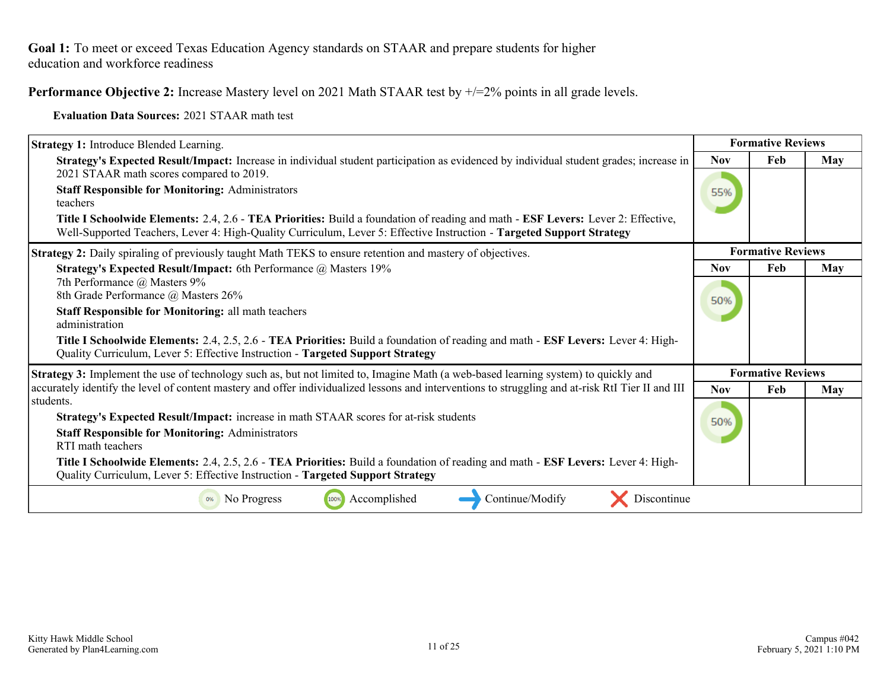**Goal 1:** To meet or exceed Texas Education Agency standards on STAAR and prepare students for higher education and workforce readiness

**Performance Objective 2:** Increase Mastery level on 2021 Math STAAR test by +/=2% points in all grade levels.

**Evaluation Data Sources:** 2021 STAAR math test

| Strategy 1 Details | Formative Reviews | | |
|---|---|---|---|
| | Nov | Feb | May |
| **Strategy 1:** Introduce Blended Learning.<br>**Strategy's Expected Result/Impact:** Increase in individual student participation as evidenced by individual student grades; increase in 2021 STAAR math scores compared to 2019.<br>**Staff Responsible for Monitoring:** Administrators<br>teachers<br>**Title I Schoolwide Elements:** 2.4, 2.6 - **TEA Priorities:** Build a foundation of reading and math - **ESF Levers:** Lever 2: Effective, Well-Supported Teachers, Lever 4: High-Quality Curriculum, Lever 5: Effective Instruction - **Targeted Support Strategy** | 55% | | |

| Strategy 2 Details | Formative Reviews | | |
|---|---|---|---|
| | Nov | Feb | May |
| **Strategy 2:** Daily spiraling of previously taught Math TEKS to ensure retention and mastery of objectives.<br>**Strategy's Expected Result/Impact:** 6th Performance @ Masters 19%<br>7th Performance @ Masters 9%<br>8th Grade Performance @ Masters 26%<br>**Staff Responsible for Monitoring:** all math teachers<br>administration<br>**Title I Schoolwide Elements:** 2.4, 2.5, 2.6 - **TEA Priorities:** Build a foundation of reading and math - **ESF Levers:** Lever 4: High-Quality Curriculum, Lever 5: Effective Instruction - **Targeted Support Strategy** | 50% | | |

| Strategy 3 Details | Formative Reviews | | |
|---|---|---|---|
| | Nov | Feb | May |
| **Strategy 3:** Implement the use of technology such as, but not limited to, Imagine Math (a web-based learning system) to quickly and accurately identify the level of content mastery and offer individualized lessons and interventions to struggling and at-risk RtI Tier II and III students.<br>**Strategy's Expected Result/Impact:** increase in math STAAR scores for at-risk students<br>**Staff Responsible for Monitoring:** Administrators<br>RTI math teachers<br>**Title I Schoolwide Elements:** 2.4, 2.5, 2.6 - **TEA Priorities:** Build a foundation of reading and math - **ESF Levers:** Lever 4: High-Quality Curriculum, Lever 5: Effective Instruction - **Targeted Support Strategy** | 50% | | |

0% No Progress | 100% Accomplished | Continue/Modify | Discontinue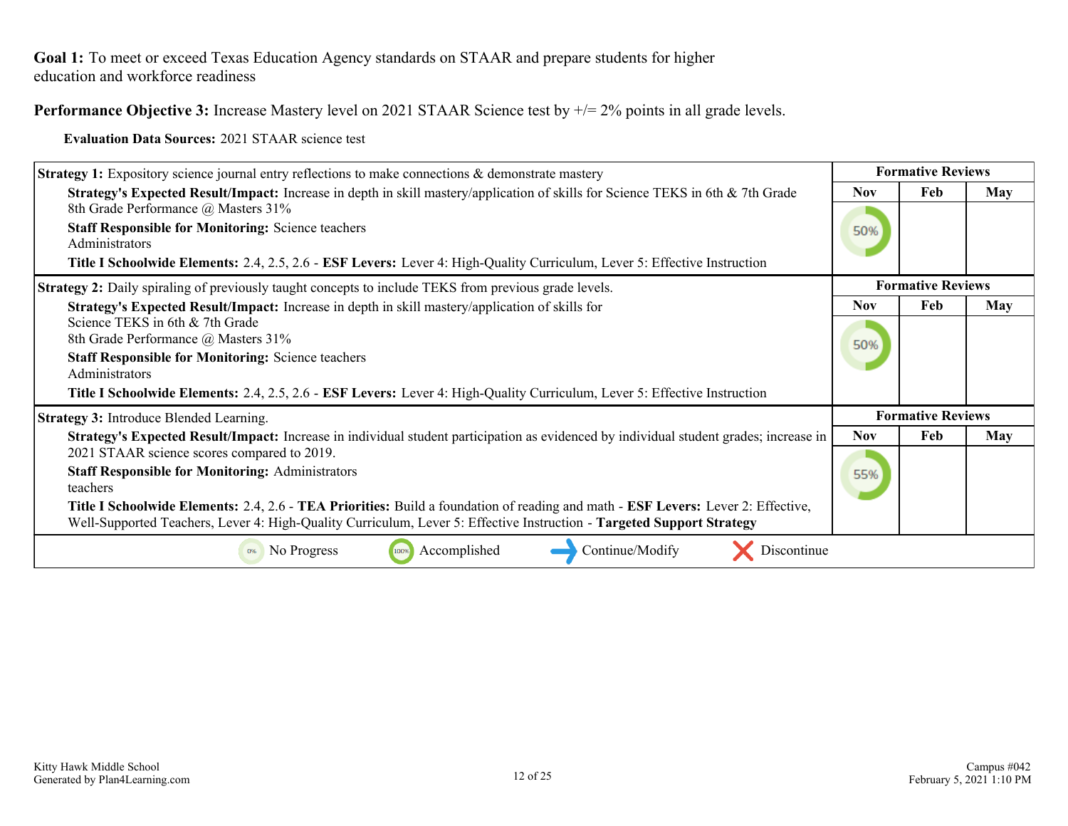**Goal 1:** To meet or exceed Texas Education Agency standards on STAAR and prepare students for higher education and workforce readiness

**Performance Objective 3:** Increase Mastery level on 2021 STAAR Science test by +/= 2% points in all grade levels.

**Evaluation Data Sources:** 2021 STAAR science test

| Strategy 1 Details | Formative Reviews | | |
|---|---|---|---|
| **Strategy 1:** Expository science journal entry reflections to make connections & demonstrate mastery | Nov | Feb | May |
| **Strategy's Expected Result/Impact:** Increase in depth in skill mastery/application of skills for Science TEKS in 6th & 7th Grade<br>8th Grade Performance @ Masters 31%<br>**Staff Responsible for Monitoring:** Science teachers<br>Administrators<br>**Title I Schoolwide Elements:** 2.4, 2.5, 2.6 - **ESF Levers:** Lever 4: High-Quality Curriculum, Lever 5: Effective Instruction | 50% | | |

| Strategy 2 Details | Formative Reviews | | |
|---|---|---|---|
| **Strategy 2:** Daily spiraling of previously taught concepts to include TEKS from previous grade levels. | Nov | Feb | May |
| **Strategy's Expected Result/Impact:** Increase in depth in skill mastery/application of skills for Science TEKS in 6th & 7th Grade<br>8th Grade Performance @ Masters 31%<br>**Staff Responsible for Monitoring:** Science teachers<br>Administrators<br>**Title I Schoolwide Elements:** 2.4, 2.5, 2.6 - **ESF Levers:** Lever 4: High-Quality Curriculum, Lever 5: Effective Instruction | 50% | | |

| Strategy 3 Details | Formative Reviews | | |
|---|---|---|---|
| **Strategy 3:** Introduce Blended Learning. | Nov | Feb | May |
| **Strategy's Expected Result/Impact:** Increase in individual student participation as evidenced by individual student grades; increase in 2021 STAAR science scores compared to 2019.<br>**Staff Responsible for Monitoring:** Administrators<br>teachers<br>**Title I Schoolwide Elements:** 2.4, 2.6 - **TEA Priorities:** Build a foundation of reading and math - **ESF Levers:** Lever 2: Effective, Well-Supported Teachers, Lever 4: High-Quality Curriculum, Lever 5: Effective Instruction - **Targeted Support Strategy** | 55% | | |

0% No Progress | 100% Accomplished | Continue/Modify | Discontinue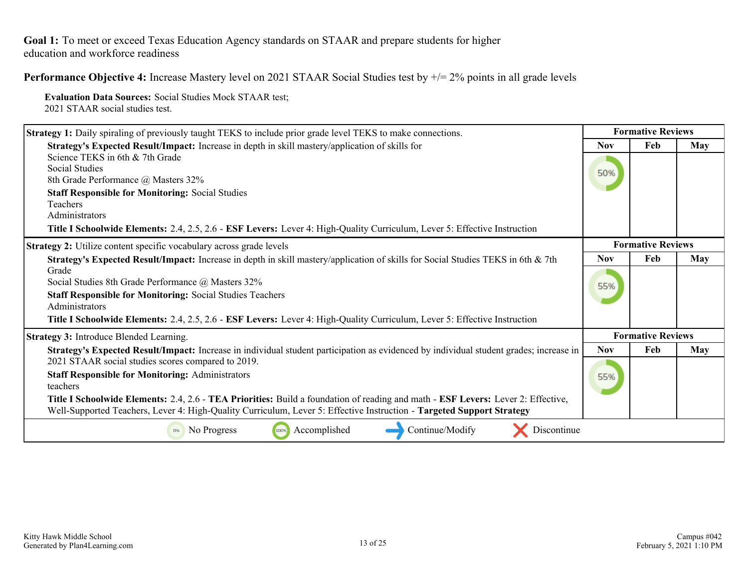**Goal 1:** To meet or exceed Texas Education Agency standards on STAAR and prepare students for higher education and workforce readiness

**Performance Objective 4:** Increase Mastery level on 2021 STAAR Social Studies test by +/= 2% points in all grade levels

**Evaluation Data Sources:** Social Studies Mock STAAR test;
2021 STAAR social studies test.

| Strategy 1 | Formative Reviews | | |
|---|---|---|---|
| | Nov | Feb | May |
| **Strategy 1:** Daily spiraling of previously taught TEKS to include prior grade level TEKS to make connections.<br>**Strategy's Expected Result/Impact:** Increase in depth in skill mastery/application of skills for Science TEKS in 6th & 7th Grade Social Studies 8th Grade Performance @ Masters 32%<br>**Staff Responsible for Monitoring:** Social Studies Teachers Administrators<br>**Title I Schoolwide Elements:** 2.4, 2.5, 2.6 - **ESF Levers:** Lever 4: High-Quality Curriculum, Lever 5: Effective Instruction | 50% | | |

| Strategy 2 | Formative Reviews | | |
|---|---|---|---|
| | Nov | Feb | May |
| **Strategy 2:** Utilize content specific vocabulary across grade levels<br>**Strategy's Expected Result/Impact:** Increase in depth in skill mastery/application of skills for Social Studies TEKS in 6th & 7th Grade Social Studies 8th Grade Performance @ Masters 32%<br>**Staff Responsible for Monitoring:** Social Studies Teachers Administrators<br>**Title I Schoolwide Elements:** 2.4, 2.5, 2.6 - **ESF Levers:** Lever 4: High-Quality Curriculum, Lever 5: Effective Instruction | 55% | | |

| Strategy 3 | Formative Reviews | | |
|---|---|---|---|
| | Nov | Feb | May |
| **Strategy 3:** Introduce Blended Learning.<br>**Strategy's Expected Result/Impact:** Increase in individual student participation as evidenced by individual student grades; increase in 2021 STAAR social studies scores compared to 2019.<br>**Staff Responsible for Monitoring:** Administrators teachers<br>**Title I Schoolwide Elements:** 2.4, 2.6 - **TEA Priorities:** Build a foundation of reading and math - **ESF Levers:** Lever 2: Effective, Well-Supported Teachers, Lever 4: High-Quality Curriculum, Lever 5: Effective Instruction - **Targeted Support Strategy** | 55% | | |

0% No Progress | 100% Accomplished | Continue/Modify | Discontinue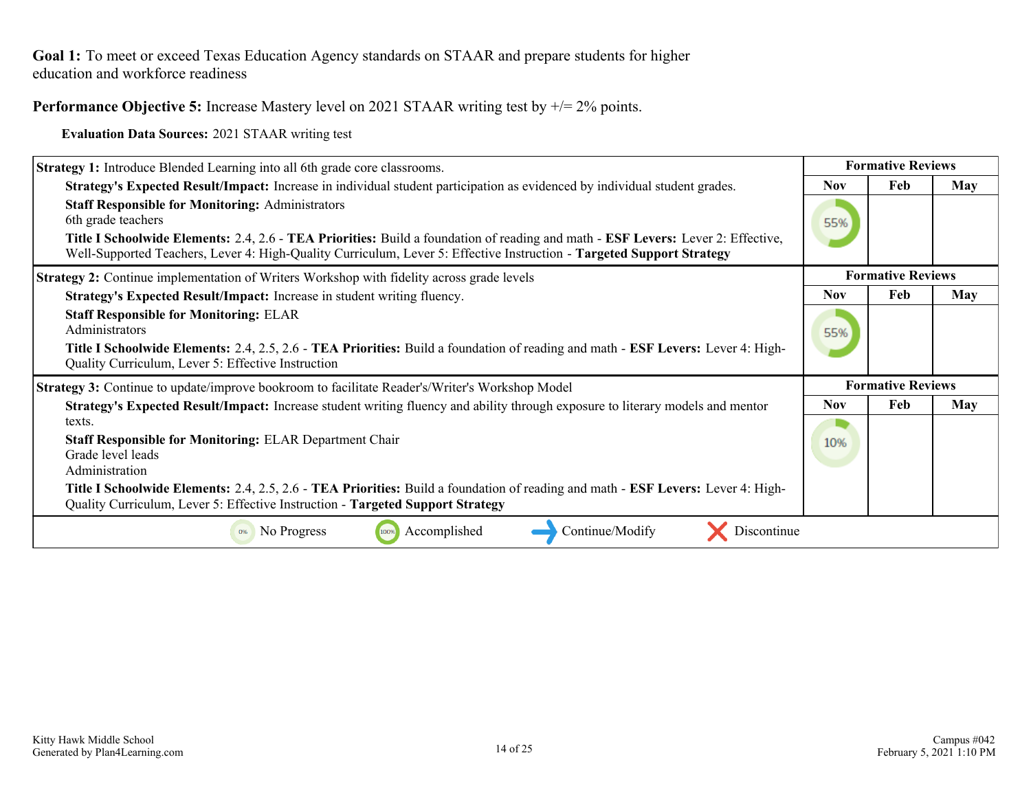**Goal 1:** To meet or exceed Texas Education Agency standards on STAAR and prepare students for higher education and workforce readiness

**Performance Objective 5:** Increase Mastery level on 2021 STAAR writing test by +/= 2% points.

**Evaluation Data Sources:** 2021 STAAR writing test

| Strategy 1: Introduce Blended Learning into all 6th grade core classrooms. | Formative Reviews | | |
|---|---|---|---|
| | Nov | Feb | May |
| **Strategy's Expected Result/Impact:** Increase in individual student participation as evidenced by individual student grades.<br>**Staff Responsible for Monitoring:** Administrators<br>6th grade teachers<br>**Title I Schoolwide Elements:** 2.4, 2.6 - **TEA Priorities:** Build a foundation of reading and math - **ESF Levers:** Lever 2: Effective, Well-Supported Teachers, Lever 4: High-Quality Curriculum, Lever 5: Effective Instruction - **Targeted Support Strategy** | 55% | | |

| Strategy 2: Continue implementation of Writers Workshop with fidelity across grade levels | Formative Reviews | | |
|---|---|---|---|
| | Nov | Feb | May |
| **Strategy's Expected Result/Impact:** Increase in student writing fluency.<br>**Staff Responsible for Monitoring:** ELAR<br>Administrators<br>**Title I Schoolwide Elements:** 2.4, 2.5, 2.6 - **TEA Priorities:** Build a foundation of reading and math - **ESF Levers:** Lever 4: High-Quality Curriculum, Lever 5: Effective Instruction | 55% | | |

| Strategy 3: Continue to update/improve bookroom to facilitate Reader's/Writer's Workshop Model | Formative Reviews | | |
|---|---|---|---|
| | Nov | Feb | May |
| **Strategy's Expected Result/Impact:** Increase student writing fluency and ability through exposure to literary models and mentor texts.<br>**Staff Responsible for Monitoring:** ELAR Department Chair<br>Grade level leads<br>Administration<br>**Title I Schoolwide Elements:** 2.4, 2.5, 2.6 - **TEA Priorities:** Build a foundation of reading and math - **ESF Levers:** Lever 4: High-Quality Curriculum, Lever 5: Effective Instruction - **Targeted Support Strategy** | 10% | | |

0% No Progress | 100% Accomplished | Continue/Modify | Discontinue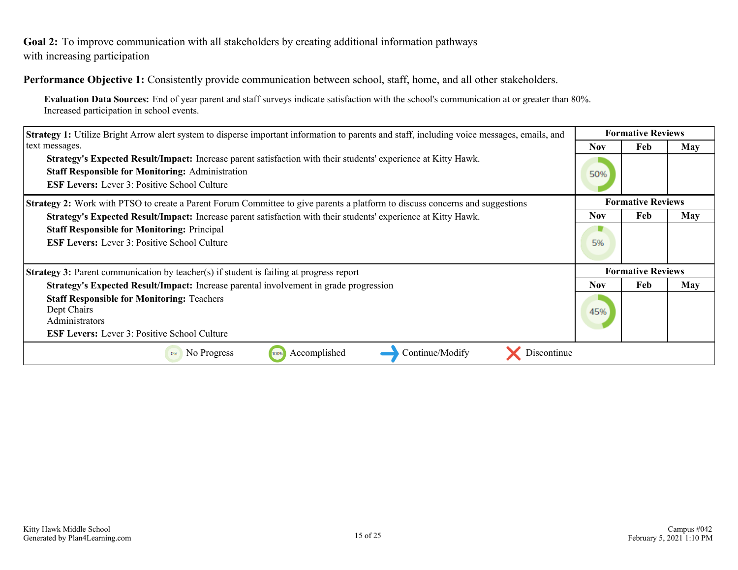**Goal 2:** To improve communication with all stakeholders by creating additional information pathways with increasing participation

**Performance Objective 1:** Consistently provide communication between school, staff, home, and all other stakeholders.

**Evaluation Data Sources:** End of year parent and staff surveys indicate satisfaction with the school's communication at or greater than 80%. Increased participation in school events.

| Strategy | Formative Reviews | | |
|---|---|---|---|
| | Nov | Feb | May |
| **Strategy 1:** Utilize Bright Arrow alert system to disperse important information to parents and staff, including voice messages, emails, and text messages.<br>**Strategy's Expected Result/Impact:** Increase parent satisfaction with their students' experience at Kitty Hawk.<br>**Staff Responsible for Monitoring:** Administration<br>**ESF Levers:** Lever 3: Positive School Culture | 50% | | |
| **Strategy 2:** Work with PTSO to create a Parent Forum Committee to give parents a platform to discuss concerns and suggestions<br>**Strategy's Expected Result/Impact:** Increase parent satisfaction with their students' experience at Kitty Hawk.<br>**Staff Responsible for Monitoring:** Principal<br>**ESF Levers:** Lever 3: Positive School Culture | 5% | | |
| **Strategy 3:** Parent communication by teacher(s) if student is failing at progress report<br>**Strategy's Expected Result/Impact:** Increase parental involvement in grade progression<br>**Staff Responsible for Monitoring:** Teachers<br>Dept Chairs<br>Administrators<br>**ESF Levers:** Lever 3: Positive School Culture | 45% | | |

0% No Progress | 100% Accomplished | Continue/Modify | Discontinue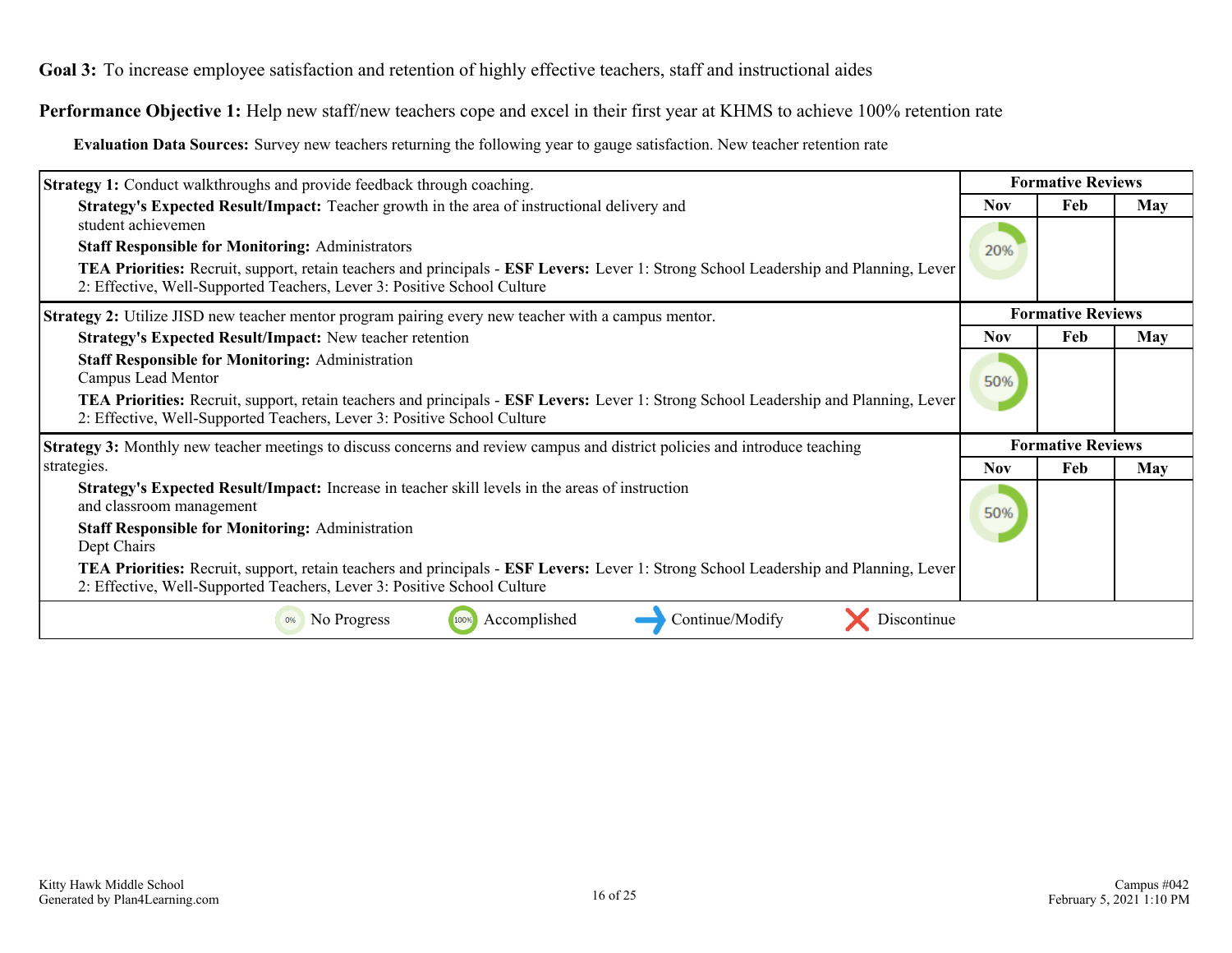**Goal 3:** To increase employee satisfaction and retention of highly effective teachers, staff and instructional aides

**Performance Objective 1:** Help new staff/new teachers cope and excel in their first year at KHMS to achieve 100% retention rate

**Evaluation Data Sources:** Survey new teachers returning the following year to gauge satisfaction. New teacher retention rate

| Strategy 1 Details | Formative Reviews | | |
|---|---|---|---|
| **Strategy 1:** Conduct walkthroughs and provide feedback through coaching. | Nov | Feb | May |
| **Strategy's Expected Result/Impact:** Teacher growth in the area of instructional delivery and student achievemen<br>**Staff Responsible for Monitoring:** Administrators<br>**TEA Priorities:** Recruit, support, retain teachers and principals - **ESF Levers:** Lever 1: Strong School Leadership and Planning, Lever 2: Effective, Well-Supported Teachers, Lever 3: Positive School Culture | 20% | | |

| Strategy 2 Details | Formative Reviews | | |
|---|---|---|---|
| **Strategy 2:** Utilize JISD new teacher mentor program pairing every new teacher with a campus mentor. | Nov | Feb | May |
| **Strategy's Expected Result/Impact:** New teacher retention<br>**Staff Responsible for Monitoring:** Administration<br>Campus Lead Mentor<br>**TEA Priorities:** Recruit, support, retain teachers and principals - **ESF Levers:** Lever 1: Strong School Leadership and Planning, Lever 2: Effective, Well-Supported Teachers, Lever 3: Positive School Culture | 50% | | |

| Strategy 3 Details | Formative Reviews | | |
|---|---|---|---|
| **Strategy 3:** Monthly new teacher meetings to discuss concerns and review campus and district policies and introduce teaching strategies. | Nov | Feb | May |
| **Strategy's Expected Result/Impact:** Increase in teacher skill levels in the areas of instruction and classroom management<br>**Staff Responsible for Monitoring:** Administration<br>Dept Chairs<br>**TEA Priorities:** Recruit, support, retain teachers and principals - **ESF Levers:** Lever 1: Strong School Leadership and Planning, Lever 2: Effective, Well-Supported Teachers, Lever 3: Positive School Culture | 50% | | |

0% No Progress | 100% Accomplished | Continue/Modify | Discontinue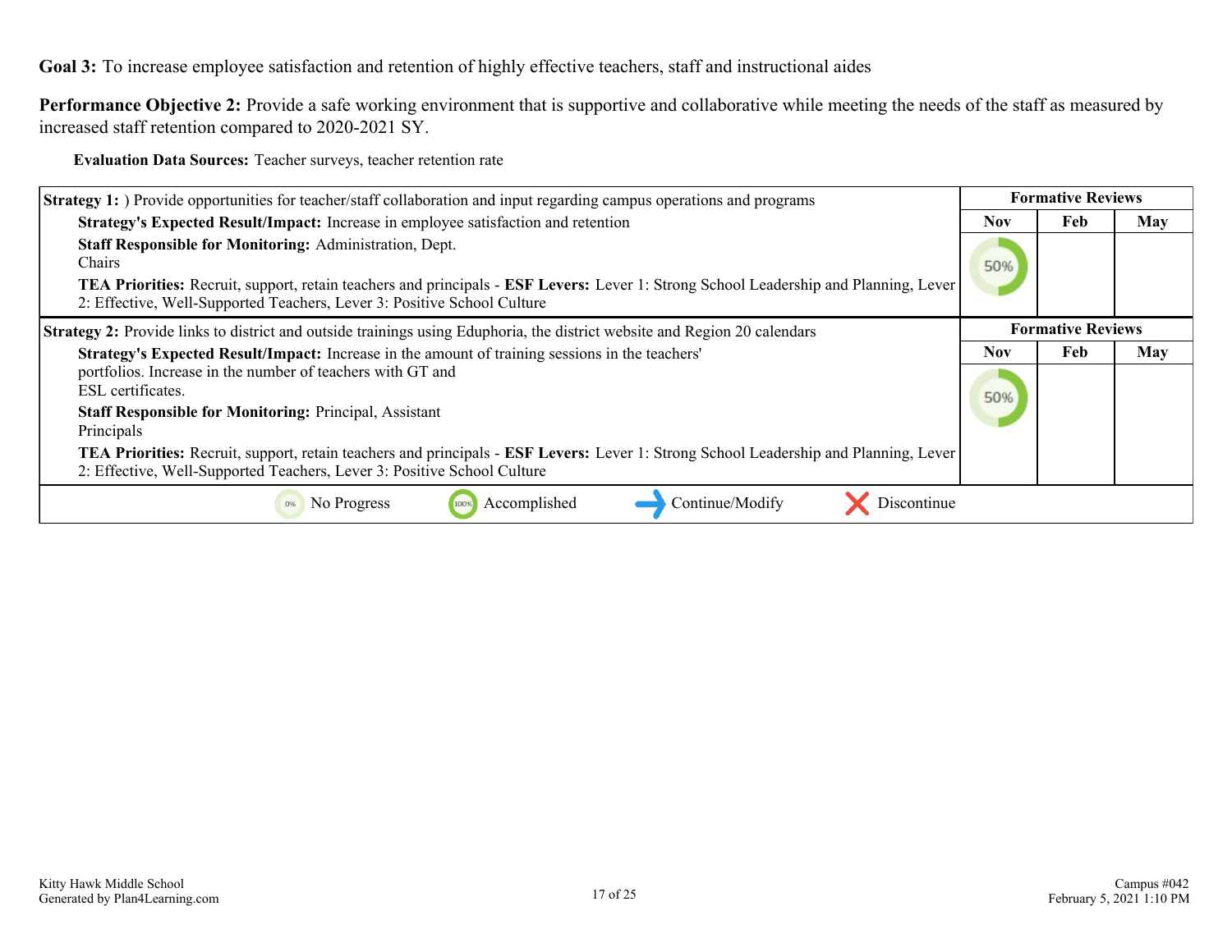**Goal 3:** To increase employee satisfaction and retention of highly effective teachers, staff and instructional aides

**Performance Objective 2:** Provide a safe working environment that is supportive and collaborative while meeting the needs of the staff as measured by increased staff retention compared to 2020-2021 SY.

**Evaluation Data Sources:** Teacher surveys, teacher retention rate

| Strategy 1 | Formative Reviews | | |
|---|---|---|---|
| **Strategy 1:** ) Provide opportunities for teacher/staff collaboration and input regarding campus operations and programs<br>**Strategy's Expected Result/Impact:** Increase in employee satisfaction and retention<br>**Staff Responsible for Monitoring:** Administration, Dept. Chairs<br>**TEA Priorities:** Recruit, support, retain teachers and principals - **ESF Levers:** Lever 1: Strong School Leadership and Planning, Lever 2: Effective, Well-Supported Teachers, Lever 3: Positive School Culture | **Nov** | **Feb** | **May** |
| | 50% | | |

| Strategy 2 | Formative Reviews | | |
|---|---|---|---|
| **Strategy 2:** Provide links to district and outside trainings using Eduphoria, the district website and Region 20 calendars<br>**Strategy's Expected Result/Impact:** Increase in the amount of training sessions in the teachers' portfolios. Increase in the number of teachers with GT and ESL certificates.<br>**Staff Responsible for Monitoring:** Principal, Assistant Principals<br>**TEA Priorities:** Recruit, support, retain teachers and principals - **ESF Levers:** Lever 1: Strong School Leadership and Planning, Lever 2: Effective, Well-Supported Teachers, Lever 3: Positive School Culture | **Nov** | **Feb** | **May** |
| | 50% | | |

0% No Progress | 100% Accomplished | Continue/Modify | Discontinue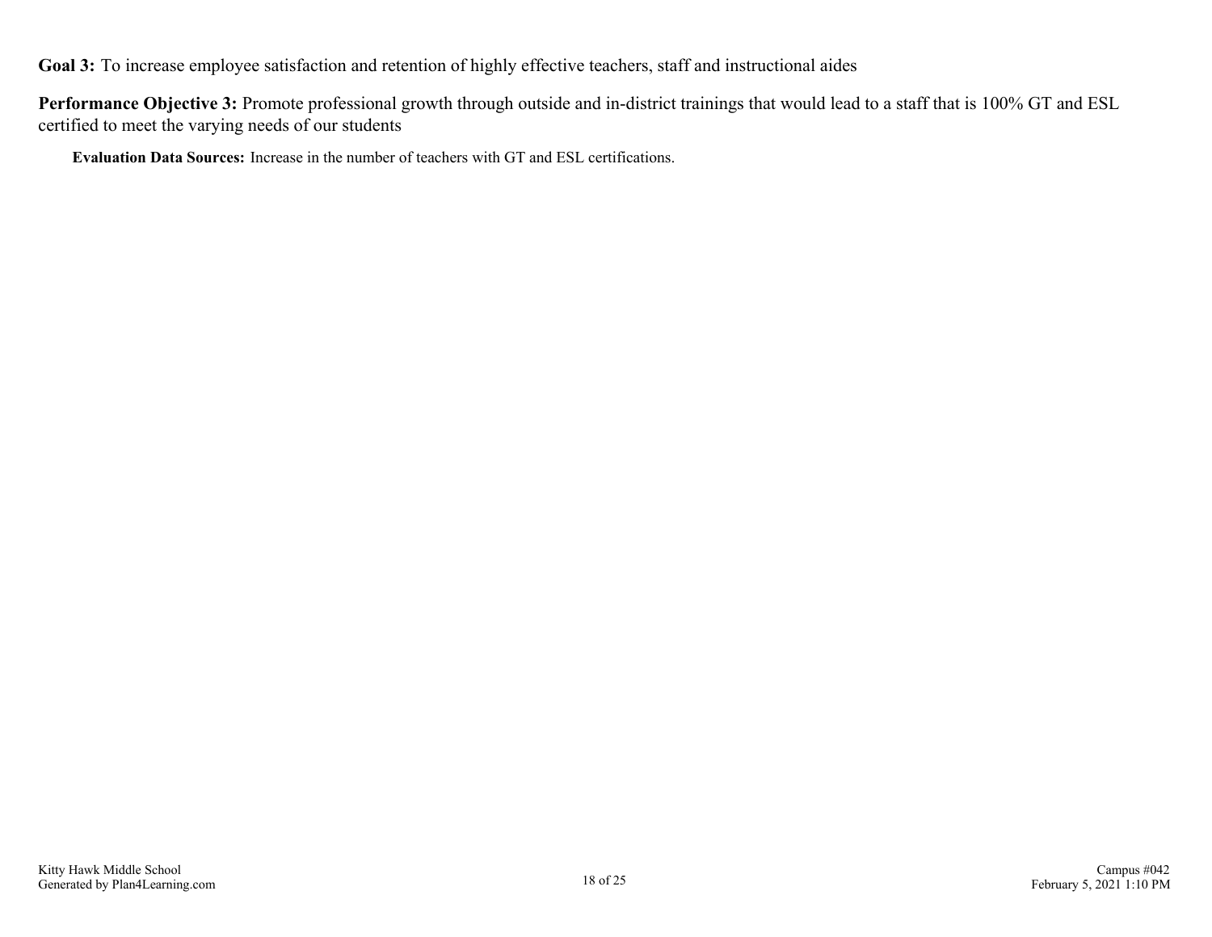**Goal 3:** To increase employee satisfaction and retention of highly effective teachers, staff and instructional aides

**Performance Objective 3:** Promote professional growth through outside and in-district trainings that would lead to a staff that is 100% GT and ESL certified to meet the varying needs of our students

**Evaluation Data Sources:** Increase in the number of teachers with GT and ESL certifications.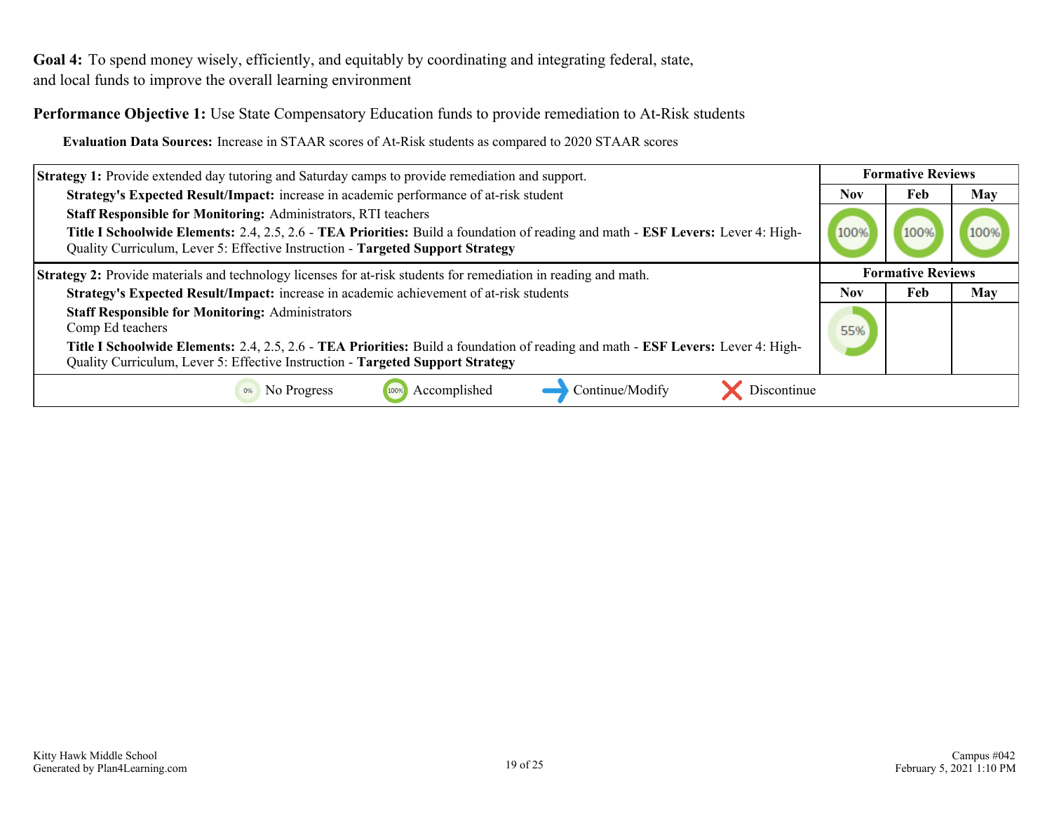**Goal 4:** To spend money wisely, efficiently, and equitably by coordinating and integrating federal, state, and local funds to improve the overall learning environment

**Performance Objective 1:** Use State Compensatory Education funds to provide remediation to At-Risk students

**Evaluation Data Sources:** Increase in STAAR scores of At-Risk students as compared to 2020 STAAR scores

| Strategy 1: Provide extended day tutoring and Saturday camps to provide remediation and support. | Formative Reviews | | |
|---|---|---|---|
| | Nov | Feb | May |
| **Strategy's Expected Result/Impact:** increase in academic performance of at-risk student<br>**Staff Responsible for Monitoring:** Administrators, RTI teachers<br>**Title I Schoolwide Elements:** 2.4, 2.5, 2.6 - **TEA Priorities:** Build a foundation of reading and math - **ESF Levers:** Lever 4: High-Quality Curriculum, Lever 5: Effective Instruction - **Targeted Support Strategy** | 100% | 100% | 100% |

| Strategy 2: Provide materials and technology licenses for at-risk students for remediation in reading and math. | Formative Reviews | | |
|---|---|---|---|
| | Nov | Feb | May |
| **Strategy's Expected Result/Impact:** increase in academic achievement of at-risk students<br>**Staff Responsible for Monitoring:** Administrators<br>Comp Ed teachers<br>**Title I Schoolwide Elements:** 2.4, 2.5, 2.6 - **TEA Priorities:** Build a foundation of reading and math - **ESF Levers:** Lever 4: High-Quality Curriculum, Lever 5: Effective Instruction - **Targeted Support Strategy** | 55% | | |

0% No Progress | 100% Accomplished | Continue/Modify | Discontinue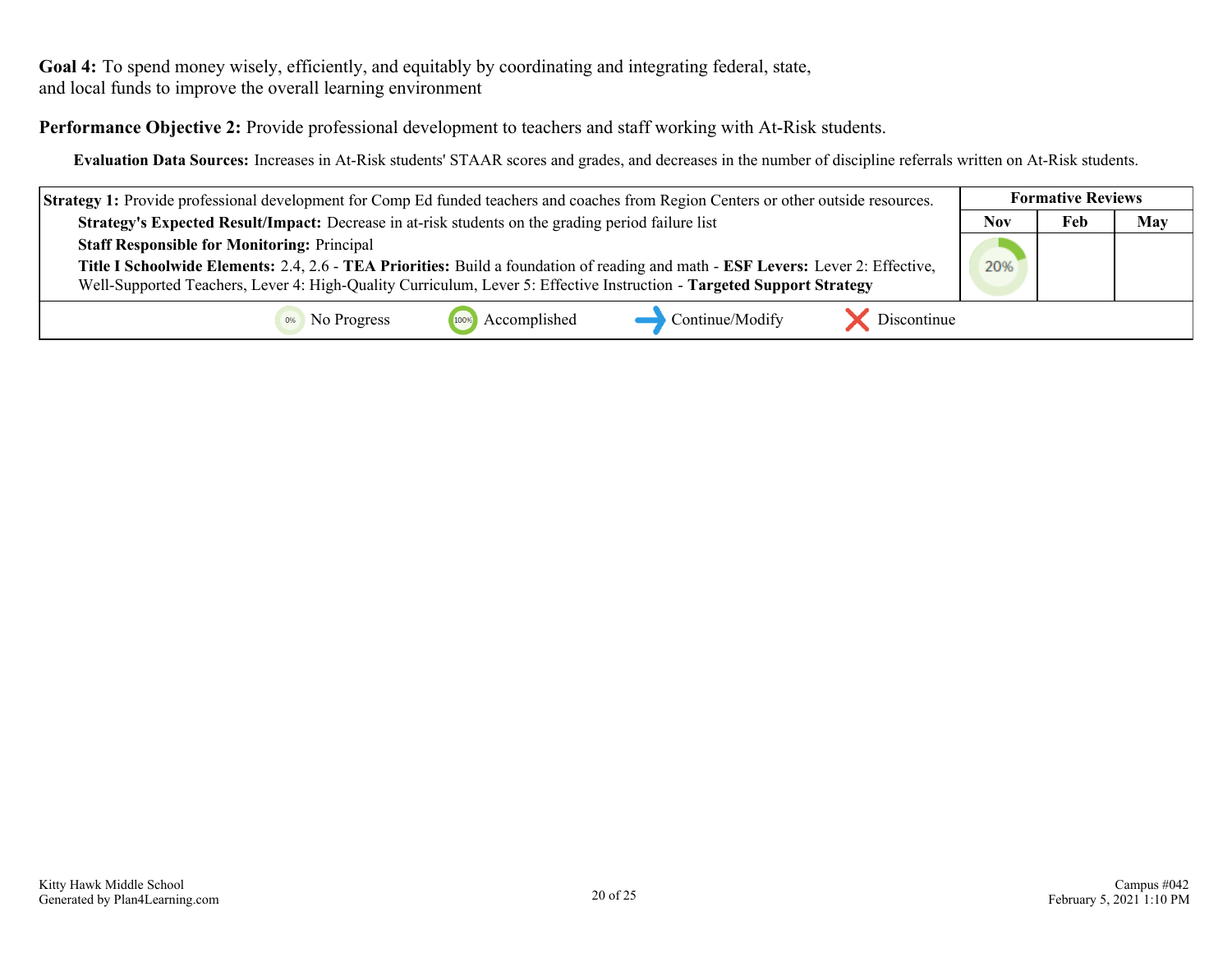**Goal 4:** To spend money wisely, efficiently, and equitably by coordinating and integrating federal, state, and local funds to improve the overall learning environment

**Performance Objective 2:** Provide professional development to teachers and staff working with At-Risk students.

**Evaluation Data Sources:** Increases in At-Risk students' STAAR scores and grades, and decreases in the number of discipline referrals written on At-Risk students.

| Strategy 1 | Formative Reviews | | |
|---|---|---|---|
| | Nov | Feb | May |
| **Strategy 1:** Provide professional development for Comp Ed funded teachers and coaches from Region Centers or other outside resources.<br>**Strategy's Expected Result/Impact:** Decrease in at-risk students on the grading period failure list<br>**Staff Responsible for Monitoring:** Principal<br>**Title I Schoolwide Elements:** 2.4, 2.6 - **TEA Priorities:** Build a foundation of reading and math - **ESF Levers:** Lever 2: Effective, Well-Supported Teachers, Lever 4: High-Quality Curriculum, Lever 5: Effective Instruction - **Targeted Support Strategy** | 20% | | |

0% No Progress | 100% Accomplished | Continue/Modify | Discontinue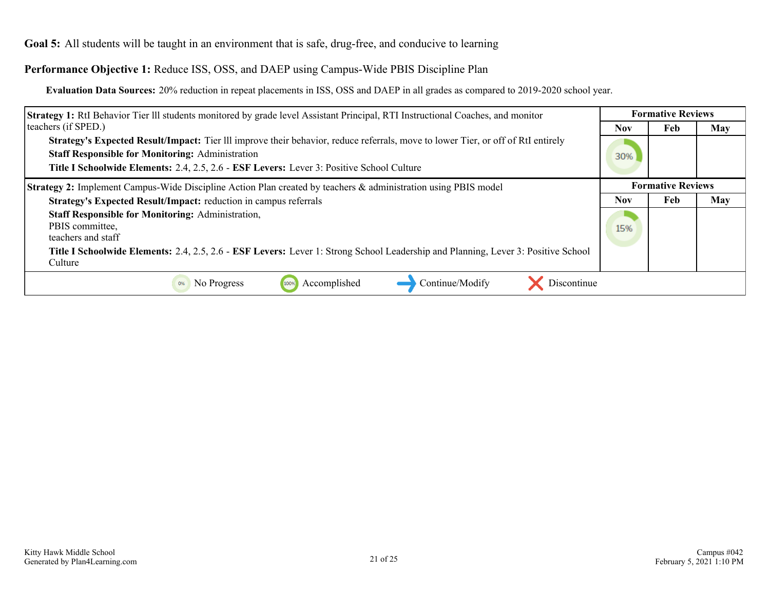**Goal 5:** All students will be taught in an environment that is safe, drug-free, and conducive to learning

**Performance Objective 1:** Reduce ISS, OSS, and DAEP using Campus-Wide PBIS Discipline Plan

**Evaluation Data Sources:** 20% reduction in repeat placements in ISS, OSS and DAEP in all grades as compared to 2019-2020 school year.

| Strategy 1 Details | Formative Reviews | | |
|---|---|---|---|
| **Strategy 1:** RtI Behavior Tier lll students monitored by grade level Assistant Principal, RTI Instructional Coaches, and monitor teachers (if SPED.) | **Nov** | **Feb** | **May** |
| **Strategy's Expected Result/Impact:** Tier lll improve their behavior, reduce referrals, move to lower Tier, or off of RtI entirely<br>**Staff Responsible for Monitoring:** Administration<br>**Title I Schoolwide Elements:** 2.4, 2.5, 2.6 - **ESF Levers:** Lever 3: Positive School Culture | 30% | | |

| Strategy 2 Details | Formative Reviews | | |
|---|---|---|---|
| **Strategy 2:** Implement Campus-Wide Discipline Action Plan created by teachers & administration using PBIS model | **Nov** | **Feb** | **May** |
| **Strategy's Expected Result/Impact:** reduction in campus referrals<br>**Staff Responsible for Monitoring:** Administration,<br>PBIS committee,<br>teachers and staff<br>**Title I Schoolwide Elements:** 2.4, 2.5, 2.6 - **ESF Levers:** Lever 1: Strong School Leadership and Planning, Lever 3: Positive School Culture | 15% | | |

0% No Progress | 100% Accomplished | Continue/Modify | Discontinue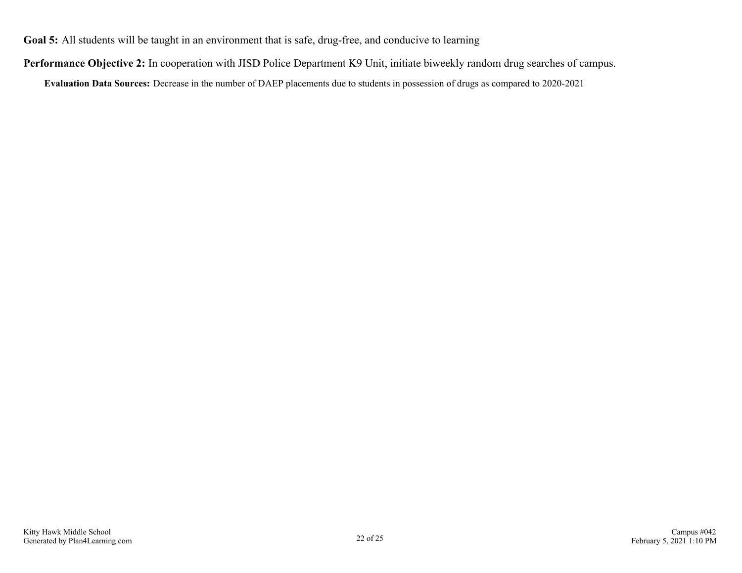**Goal 5:** All students will be taught in an environment that is safe, drug-free, and conducive to learning

**Performance Objective 2:** In cooperation with JISD Police Department K9 Unit, initiate biweekly random drug searches of campus.

**Evaluation Data Sources:** Decrease in the number of DAEP placements due to students in possession of drugs as compared to 2020-2021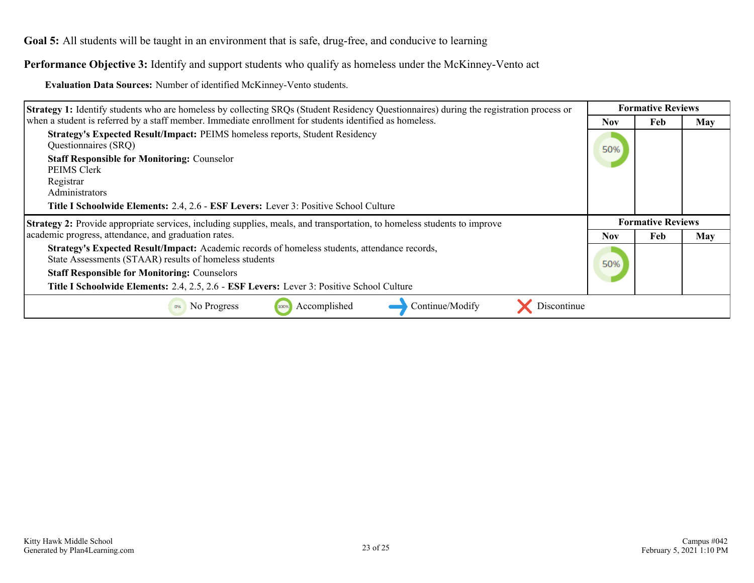**Goal 5:** All students will be taught in an environment that is safe, drug-free, and conducive to learning

**Performance Objective 3:** Identify and support students who qualify as homeless under the McKinney-Vento act

**Evaluation Data Sources:** Number of identified McKinney-Vento students.

| Strategy 1 Details | Formative Reviews | | |
|---|---|---|---|
| | Nov | Feb | May |
| **Strategy 1:** Identify students who are homeless by collecting SRQs (Student Residency Questionnaires) during the registration process or when a student is referred by a staff member. Immediate enrollment for students identified as homeless.<br>**Strategy's Expected Result/Impact:** PEIMS homeless reports, Student Residency Questionnaires (SRQ)<br>**Staff Responsible for Monitoring:** Counselor<br>PEIMS Clerk<br>Registrar<br>Administrators<br>**Title I Schoolwide Elements:** 2.4, 2.6 - **ESF Levers:** Lever 3: Positive School Culture | 50% | | |

| Strategy 2 Details | Formative Reviews | | |
|---|---|---|---|
| | Nov | Feb | May |
| **Strategy 2:** Provide appropriate services, including supplies, meals, and transportation, to homeless students to improve academic progress, attendance, and graduation rates.<br>**Strategy's Expected Result/Impact:** Academic records of homeless students, attendance records, State Assessments (STAAR) results of homeless students<br>**Staff Responsible for Monitoring:** Counselors<br>**Title I Schoolwide Elements:** 2.4, 2.5, 2.6 - **ESF Levers:** Lever 3: Positive School Culture | 50% | | |

0% No Progress | 100% Accomplished | Continue/Modify | Discontinue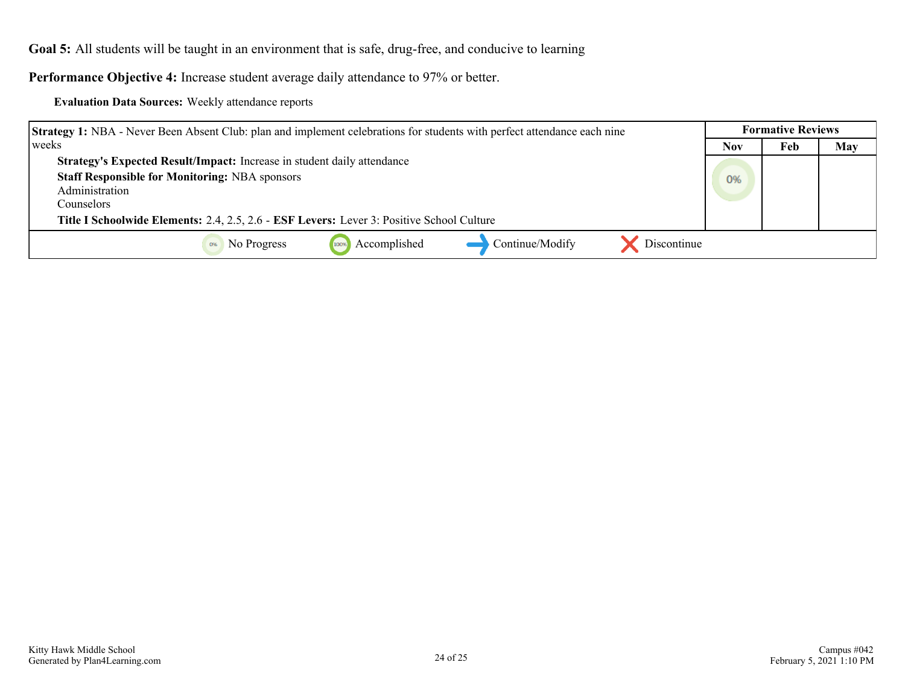**Goal 5:** All students will be taught in an environment that is safe, drug-free, and conducive to learning

**Performance Objective 4:** Increase student average daily attendance to 97% or better.

**Evaluation Data Sources:** Weekly attendance reports

| **Strategy 1:** NBA - Never Been Absent Club: plan and implement celebrations for students with perfect attendance each nine weeks | **Formative Reviews** | | |
|---|---|---|---|
| | **Nov** | **Feb** | **May** |
| **Strategy's Expected Result/Impact:** Increase in student daily attendance<br>**Staff Responsible for Monitoring:** NBA sponsors<br>Administration<br>Counselors<br>**Title I Schoolwide Elements:** 2.4, 2.5, 2.6 - **ESF Levers:** Lever 3: Positive School Culture | 0% | | |

0% No Progress | 100% Accomplished | Continue/Modify | Discontinue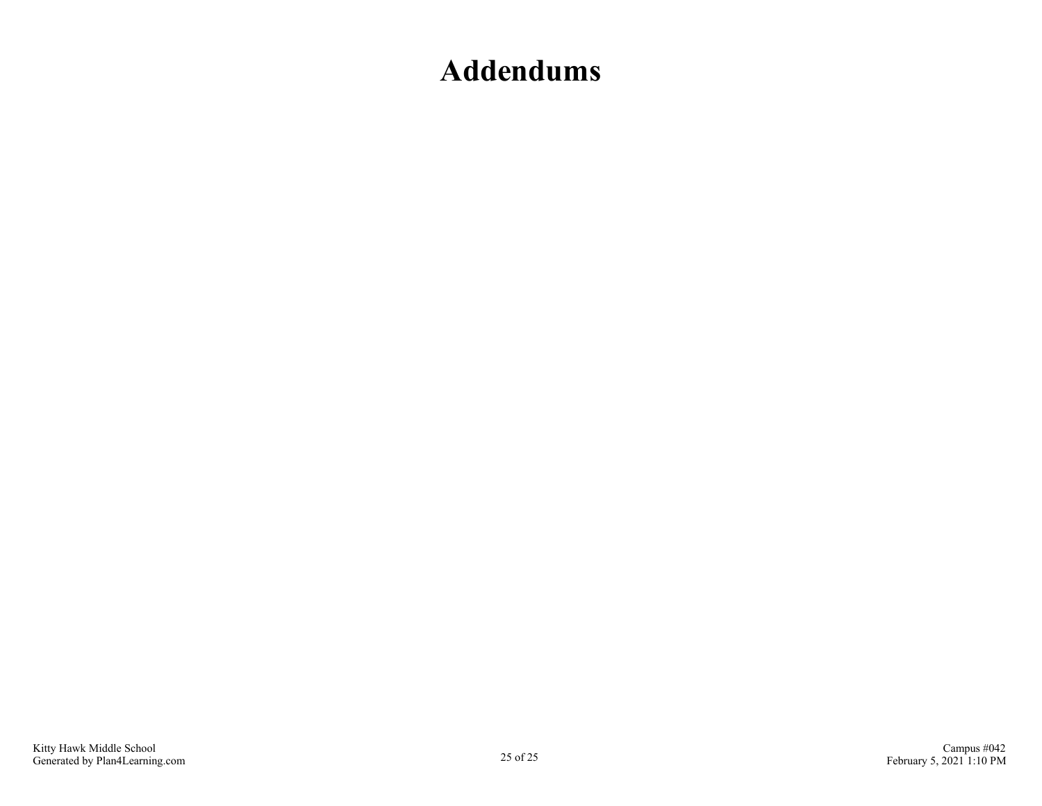# Addendums